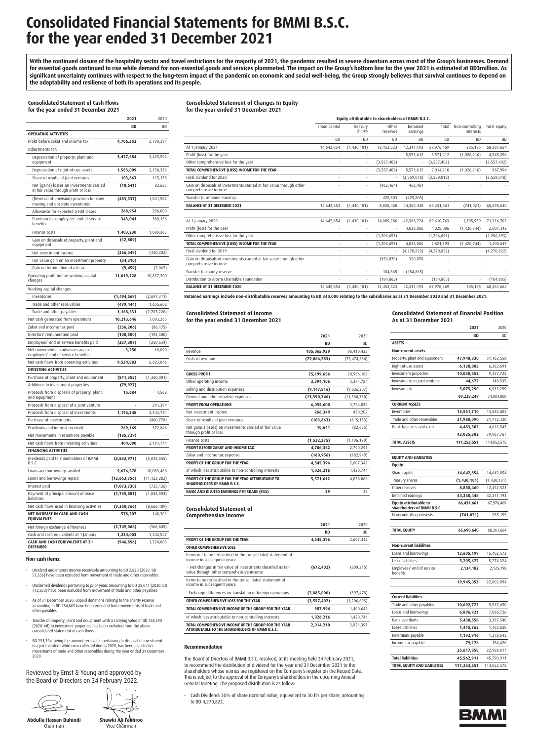# Consolidated Financial Statements for BMMI B.S.C. for the year ended 31 December 2021

**With the continued closure of the hospitality sector and travel restrictions for the majority of 2021, the pandemic resulted in severe downturn across most of the Group's businesses. Demand for essential goods continued to rise while demand for non-essential goods and services plummeted. The impact on the Group's bottom line for the year 2021 is estimated at BD3million. As significant uncertainty continues with respect to the long-term impact of the pandemic on economic and social well-being, the Group strongly believes that survival continues to depend on the adaptability and resilience of both its operations and its people.**

### Consolidated Statement of Cash Flows for the year ended 31 December 2021

| | 2021 | 2020 |
|---|---|---|
| | BD | BD |
| **OPERATING ACTIVITIES** | | |
| Profit before zakat and income tax | **4,706,352** | 2,790,291 |
| Adjustments for: | | |
| Depreciation of property, plant and equipment | **3,427,584** | 3,425,992 |
| Depreciation of right-of-use assets | **1,583,009** | 2,138,332 |
| Share of results of joint ventures | **103,863** | 115,133 |
| Net (gains) losses on investments carried at fair value through profit or loss | **(10,641)** | 82,635 |
| (Reversal of provision) provision for slow moving and obsolete inventories | **(483,337)** | 1,041,562 |
| Allowance for expected credit losses | **268,954** | 206,000 |
| Provision for employees' end of service benefits | **343,041** | 380,156 |
| Finance costs | **1,403,230** | 1,089,363 |
| Gain on disposals of property, plant and equipment | **(12,809)** | - |
| Net investment income | **(266,349)** | (430,202) |
| Fair value gain on an investment property | **(34,310)** | - |
| Gain on termination of a lease | **(9,459)** | (2,062) |
| Operating profit before working capital changes | **11,019,128** | 10,837,200 |
| Working capital changes: | | |
| Inventories | **(1,494,569)** | (2,697,311) |
| Trade and other receivables | **(479,444)** | 1,656,602 |
| Trade and other payables | **1,168,531** | (2,703,226) |
| Net cash generated from operations | **10,213,646** | 7,093,265 |
| Zakat and income tax paid | **(236,206)** | (86,175) |
| Directors' remuneration paid | **(108,500)** | (193,500) |
| Employees' end of service benefits paid | **(337,307)** | (250,634) |
| Net movements in advances against employees' end of service benefits | **3,250** | 60,090 |
| Net cash flows from operating activities | **9,534,883** | 6,623,046 |
| **INVESTING ACTIVITIES** | | |
| Purchase of property, plant and equipment | **(811,355)** | (1,360,001) |
| Additions to investment properties | **(79,927)** | - |
| Proceeds from disposals of property, plant and equipment | **15,684** | 4,562 |
| Proceeds from disposal of a joint venture | **-** | 291,394 |
| Proceeds from disposal of investments | **1,196,248** | 3,343,721 |
| Purchase of investments | **-** | (460,778) |
| Dividends and interest received | **269,169** | 372,846 |
| Net movements in retentions payable | **(185,729)** | - |
| Net cash flows from investing activities | **404,090** | 2,191,744 |
| **FINANCING ACTIVITIES** | | |
| Dividends paid to shareholders of BMMI B.S.C. | **(3,533,977)** | (5,043,655) |
| Loans and borrowings availed | **9,676,578** | 10,083,468 |
| Loans and borrowings repaid | **(12,663,756)** | (11,122,282) |
| Interest paid | **(1,073,730)** | (725,126) |
| Payment of principal amount of lease liabilities | **(1,765,881)** | (1,858,894) |
| Net cash flows used in financing activities | **(9,360,766)** | (8,666,489) |
| **NET INCREASE IN CASH AND CASH EQUIVALENTS** | **578,207** | 148,301 |
| Net foreign exchange differences | **(2,749,066)** | (366,845) |
| Cash and cash equivalents at 1 January | **1,224,003** | 1,442,547 |
| **CASH AND CASH EQUIVALENTS AT 31 DECEMBER** | **(946,856)** | 1,224,003 |

**Non-cash items:**

- Dividend and interest income receivable amounting to BD 2,820 (2020: BD 57,356) have been excluded from movement of trade and other receivables.
- Unclaimed dividends pertaining to prior years amounting to BD 25,041 (2020: BD 772,833) have been excluded from movement of trade and other payables.
- As of 31 December 2020, unpaid donations relating to the charity reserve amounting to BD 184,865 have been excluded from movements of trade and other payables.
- Transfer of property, plant and equipment with a carrying value of BD 458,690 (2020: nil) to investment properties has been excluded from the above consolidated statement of cash flows.
- BD 291,394, being the amount receivable pertaining to disposal of investment in a joint venture which was collected during 2020, has been adjusted in movements of trade and other receivables during the year ended 31 December 2020.

Reviewed by Ernst & Young and approved by the Board of Directors on 24 February 2022.

**Abdulla Hassan Buhindi**
Chairman

**Shawki Ali Fakhroo**
Vice Chairman

### Consolidated Statement of Changes In Equity for the year ended 31 December 2021

| | Equity attributable to shareholders of BMMI B.S.C. | | | | | | |
|---|---|---|---|---|---|---|---|
| | Share capital | Treasury shares | Other reserves | Retained earnings | Total | Non-controlling interests | Total equity |
| | BD | BD | BD | BD | BD | BD | BD |
| At 1 January 2021 | 14,642,854 | (1,430,101) | 12,452,523 | 42,311,193 | 67,976,469 | 285,195 | 68,261,664 |
| Profit (loss) for the year | - | - | - | 5,571,612 | 5,571,612 | (1,026,216) | 4,545,396 |
| Other comprehensive loss for the year | - | - | (3,557,402) | - | (3,557,402) | - | (3,557,402) |
| **TOTAL COMPREHENSIVE (LOSS) INCOME FOR THE YEAR** | - | - | (3,557,402) | 5,571,612 | 2,014,210 | (1,026,216) | 987,994 |
| Final dividend for 2020 | - | - | - | (3,559,018) | (3,559,018) | - | (3,559,018) |
| Gain on disposals of investments carried at fair value through other comprehensive income | - | - | (462,464) | 462,464 | - | - | - |
| Transfer to retained earnings | - | - | 425,803 | (425,803) | - | - | - |
| **BALANCE AT 31 DECEMBER 2021** | 14,642,854 | (1,430,101) | 8,858,460 | 44,360,448 | 66,431,661 | (741,021) | 65,690,640 |
| | | | | | | | |
| At 1 January 2020 | 14,642,854 | (1,430,101) | 14,009,286 | 42,388,724 | 69,610,763 | 1,705,939 | 71,316,702 |
| Profit (loss) for the year | - | - | - | 4,028,086 | 4,028,086 | (1,420,744) | 2,607,342 |
| Other comprehensive loss for the year | - | - | (1,206,693) | - | (1,206,693) | - | (1,206,693) |
| **TOTAL COMPREHENSIVE (LOSS) INCOME FOR THE YEAR** | - | - | (1,206,693) | 4,028,086 | 2,821,393 | (1,420,744) | 1,400,649 |
| Final dividend for 2019 | - | - | - | (4,270,822) | (4,270,822) | - | (4,270,822) |
| Gain on disposals of investments carried at fair value through other comprehensive income | - | - | (350,070) | 350,070 | - | - | - |
| Transfer to charity reserve | - | - | 184,865 | (184,865) | - | - | - |
| Distribution to Alosra Charitable Foundation | - | - | (184,865) | - | (184,865) | - | (184,865) |
| **BALANCE AT 31 DECEMBER 2020** | 14,642,854 | (1,430,101) | 12,452,523 | 42,311,193 | 67,976,469 | 285,195 | 68,261,664 |

**Retained earnings include non-distributable reserves amounting to BD 340,000 relating to the subsidiaries as at 31 December 2020 and 31 December 2021.**

### Consolidated Statement of Income for the year ended 31 December 2021

| | 2021 | 2020 |
|---|---|---|
| | BD | BD |
| Revenue | **105,065,939** | 96,410,423 |
| Costs of revenue | **(79,866,283)** | (75,474,234) |
| **GROSS PROFIT** | **25,199,656** | 20,936,189 |
| Other operating income | **3,394,106** | 3,374,784 |
| Selling and distribution expenses | **(9,147,816)** | (9,026,207) |
| General and administrative expenses | **(13,390,346)** | (11,530,730) |
| **PROFIT FROM OPERATIONS** | **6,055,600** | 3,754,036 |
| Net investment income | **266,349** | 430,202 |
| Share of results of joint ventures | **(103,863)** | (115,133) |
| Net gains (losses) on investments carried at fair value through profit or loss | **10,641** | (82,635) |
| Finance costs | **(1,522,375)** | (1,196,179) |
| **PROFIT BEFORE ZAKAT AND INCOME TAX** | **4,706,352** | 2,790,291 |
| Zakat and income tax expense | **(160,956)** | (182,949) |
| **PROFIT OF THE GROUP FOR THE YEAR** | **4,545,396** | 2,607,342 |
| of which loss attributable to non-controlling interests | **1,026,216** | 1,420,744 |
| **PROFIT OF THE GROUP FOR THE YEAR ATTRIBUTABLE TO SHAREHOLDERS OF BMMI B.S.C.** | **5,571,612** | 4,028,086 |
| **BASIC AND DILUTED EARNINGS PER SHARE (FILS)** | **39** | 28 |

### Consolidated Statement of Comprehensive Income

| | 2021 | 2020 |
|---|---|---|
| | BD | BD |
| **PROFIT OF THE GROUP FOR THE YEAR** | **4,545,396** | 2,607,342 |
| **OTHER COMPREHENSIVE LOSS** | | |
| Items not to be reclassified to the consolidated statement of income in subsequent years: | | |
| - Net changes in fair value of investments classified as fair value through other comprehensive income | **(672,402)** | (809,215) |
| Items to be reclassified to the consolidated statement of income in subsequent years: | | |
| - Exchange differences on translation of foreign operations | **(2,885,000)** | (397,478) |
| **OTHER COMPREHENSIVE LOSS FOR THE YEAR** | **(3,557,402)** | (1,206,693) |
| **TOTAL COMPREHENSIVE INCOME OF THE GROUP FOR THE YEAR** | **987,994** | 1,400,649 |
| of which loss attributable to non-controlling interests | **1,026,216** | 1,420,744 |
| **TOTAL COMPREHENSIVE INCOME OF THE GROUP FOR THE YEAR ATTRIBUTABLE TO THE SHAREHOLDERS OF BMMI B.S.C.** | **2,014,210** | 2,821,393 |

**Recommendation**

The Board of Directors of BMMI B.S.C. resolved, at its meeting held 24 February 2021, to recommend the distribution of dividend for the year end 31 December 2021 to the shareholders whose names are registered on the Company's register on the Record Date. This is subject to the approval of the Company's shareholders in the upcoming Annual General Meeting. The proposed distribution is as follow:

- Cash Dividend: 30% of share nominal value, equivalent to 30 fils per share, amounting to BD 4,270,822.

### Consolidated Statement of Financial Position As at 31 December 2021

| | 2021 | 2020 |
|---|---|---|
| | BD | BD |
| **ASSETS** | | |
| **Non-current assets** | | |
| Property, plant and equipment | **47,948,830** | 51,162,558 |
| Right-of-use assets | **6,128,805** | 6,382,691 |
| Investment properties | **10,030,652** | 9,457,725 |
| Investments in joint ventures | **44,672** | 148,535 |
| Investments | **5,075,290** | 6,933,299 |
| | **69,228,249** | 74,084,808 |
| **CURRENT ASSETS** | | |
| Inventories | **15,561,710** | 13,583,804 |
| Trade and other receivables | **21,980,090** | 21,772,420 |
| Bank balances and cash | **4,483,502** | 4,611,543 |
| | **42,025,302** | 39,967,767 |
| **TOTAL ASSETS** | **111,253,551** | 114,052,575 |
| | | |
| **EQUITY AND LIABILITIES** | | |
| **Equity** | | |
| Share capital | **14,642,854** | 14,642,854 |
| Treasury shares | **(1,430,101)** | (1,430,101) |
| Other reserves | **8,858,460** | 12,452,523 |
| Retained earnings | **44,360,448** | 42,311,193 |
| **Equity attributable to shareholders of BMMI B.S.C.** | **66,431,661** | 67,976,469 |
| Non-controlling interests | **(741,021)** | 285,195 |
| | | |
| **TOTAL EQUITY** | **65,690,640** | 68,261,664 |
| | | |
| **Non-current liabilities** | | |
| Loans and borrowings | **12,605,199** | 15,402,572 |
| Lease liabilities | **5,205,672** | 5,274,324 |
| Employees' end of service benefits | **2,134,182** | 2,125,198 |
| | **19,945,053** | 22,802,094 |
| | | |
| **Current liabilities** | | |
| Trade and other payables | **10,602,722** | 9,517,650 |
| Loans and borrowings | **6,896,921** | 7,086,726 |
| Bank overdrafts | **5,430,358** | 3,387,540 |
| Lease liabilities | **1,415,765** | 1,463,830 |
| Retentions payable | **1,192,916** | 1,378,645 |
| Income tax payable | **79,176** | 154,426 |
| | **25,617,858** | 22,988,817 |
| **Total liabilities** | **45,562,911** | 45,790,911 |
| **TOTAL EQUITY AND LIABILITIES** | **111,253,551** | 114,052,575 |

BMMI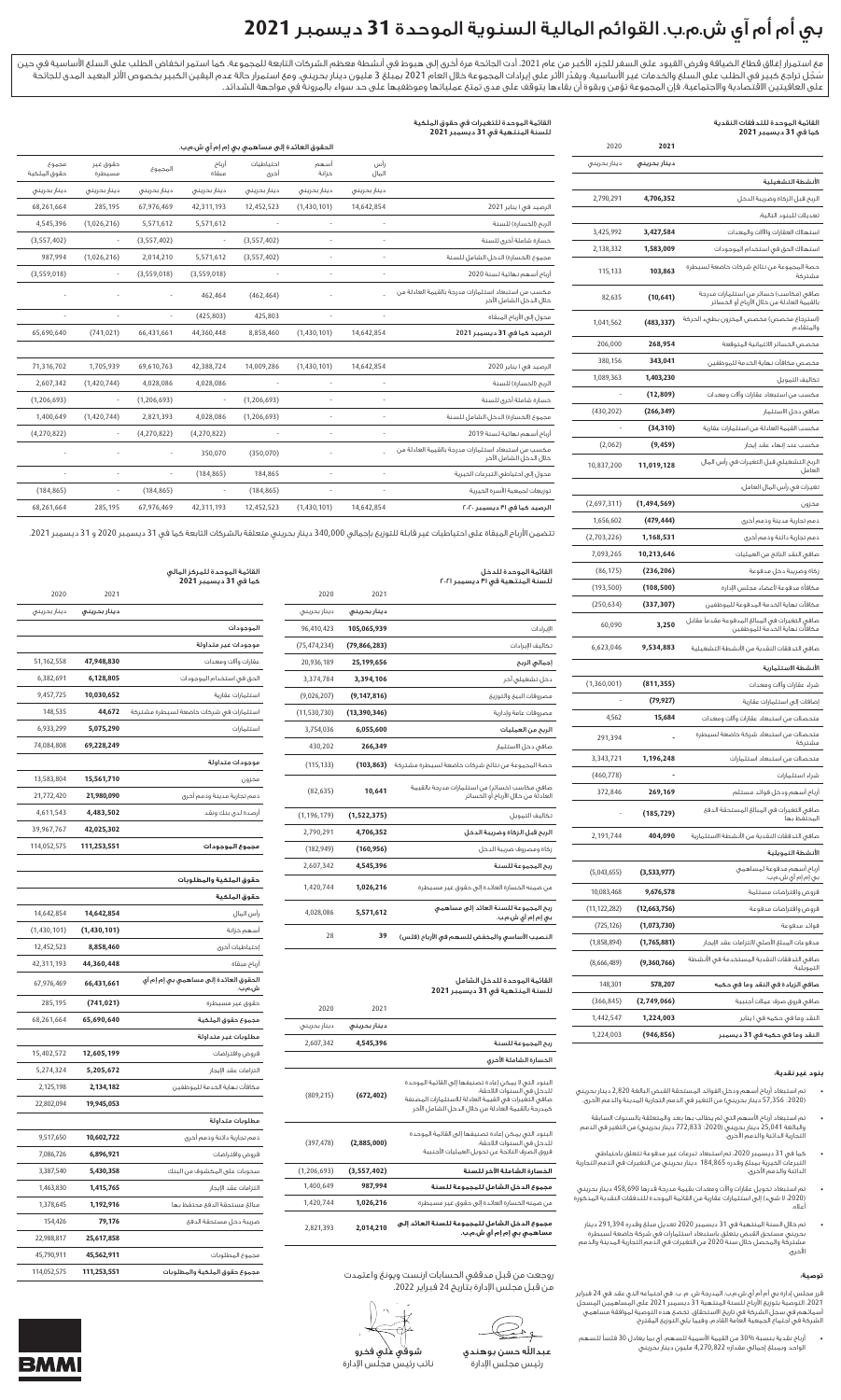# بي أم أم آي ش.م.ب. القوائم المالية السنوية الموحدة 31 ديسمبر 2021

مع استمرار إغلاق قطاع الضيافة وفرض القيود على السفر للجزء الأكبر من عام 2021، أدت الجائحة مرة أخرى إلى هبوط في أنشطة معظم الشركات التابعة للمجموعة. كما استمر انخفاض الطلب على السلع الأساسية في حين شكّل تراجع كبير في الطلب على السلع والخدمات غير الأساسية. وبقدّر الأثر على إيرادات المجموعة خلال العام 2021 بمبلغ 3 مليون دينار بحريني. ومع استمرار حالة عدم اليقين الكبير بخصوص الأثر البعيد المدى للجائحة على العافيتين الاقتصادية والاجتماعية، فإن المجموعة تؤمن وبقوة أن بقاءها يتوقف على مدى تمتع عملياتها وموظفيها على حد سواء بالمرونة في مواجهة الشدائد.

## القائمة الموحدة للتدفقات النقدية
### كما في 31 ديسمبر 2021

| | 2021 | 2020 |
|---|---|---|
| | **دينار بحريني** | دينار بحريني |
| **الأنشطة التشغيلية** | | |
| الربح قبل الزكاة وضريبة الدخل | **4,706,352** | 2,790,291 |
| تعديلات للبنود التالية: | | |
| استهلاك العقارات والآلات والمعدات | **3,427,584** | 3,425,992 |
| استهلاك الحق في استخدام الموجودات | **1,583,009** | 2,138,332 |
| حصة المجموعة من نتائج شركات خاضعة لسيطرة مشتركة | **103,863** | 115,133 |
| صافي (مكاسب) خسائر من استثمارات مدرجة بالقيمة العادلة من خلال الأرباح أو الخسائر | **(10,641)** | 82,635 |
| (استرجاع مخصص) مخصص المخزون بطيء الحركة والمتقادم | **(483,337)** | 1,041,562 |
| مخصص الخسائر الائتمانية المتوقعة | **268,954** | 206,000 |
| مخصص مكافآت نهاية الخدمة للموظفين | **343,041** | 380,156 |
| تكاليف التمويل | **1,403,230** | 1,089,363 |
| مكسب من استبعاد عقارات وآلات ومعدات | **(12,809)** | - |
| صافي دخل الاستثمار | **(266,349)** | (430,202) |
| مكسب القيمة العادلة من استثمارات عقارية | **(34,310)** | - |
| مكسب عند إنهاء عقد إيجار | **(9,459)** | (2,062) |
| الربح التشغيلي قبل التغيرات في رأس المال العامل | **11,019,128** | 10,837,200 |
| تغيرات في رأس المال العامل: | | |
| مخزون | **(1,494,569)** | (2,697,311) |
| ذمم تجارية مدينة وذمم أخرى | **(479,444)** | 1,656,602 |
| ذمم تجارية دائنة وذمم أخرى | **1,168,531** | (2,703,226) |
| صافي النقد الناتج من العمليات | **10,213,646** | 7,093,265 |
| زكاة وضريبة دخل مدفوعة | **(236,206)** | (86,175) |
| مكافآة مدفوعة لأعضاء مجلس الإدارة | **(108,500)** | (193,500) |
| مكافآت نهاية الخدمة المدفوعة للموظفين | **(337,307)** | (250,634) |
| صافي التغيرات في المبالغ المدفوعة مقدماً مقابل مكافآت نهاية الخدمة للموظفين | **3,250** | 60,090 |
| صافي التدفقات النقدية من الأنشطة التشغيلية | **9,534,883** | 6,623,046 |
| **الأنشطة الاستثمارية** | | |
| شراء عقارات وآلات ومعدات | **(811,355)** | (1,360,001) |
| إضافات إلى استثمارات عقارية | **(79,927)** | - |
| متحصلات من استبعاد عقارات وآلات ومعدات | **15,684** | 4,562 |
| متحصلات من استبعاد شركة خاضعة لسيطرة مشتركة | **-** | 291,394 |
| متحصلات من استبعاد استثمارات | **1,196,248** | 3,343,721 |
| شراء استثمارات | **-** | (460,778) |
| أرباح أسهم ودخل فوائد مستلم | **269,169** | 372,846 |
| صافي التغيرات في المبالغ المستحقة الدفع المحتفظ بها | **(185,729)** | - |
| صافي التدفقات النقدية من الأنشطة الاستثمارية | **404,090** | 2,191,744 |
| **الأنشطة التمويلية** | | |
| أرباح أسهم مدفوعة لمساهمي بي إم إم آي ش.م.ب. | **(3,533,977)** | (5,043,655) |
| قروض واقتراضات مستلمة | **9,676,578** | 10,083,468 |
| قروض واقتراضات مدفوعة | **(12,663,756)** | (11,122,282) |
| فوائد مدفوعة | **(1,073,730)** | (725,126) |
| مدفوعات المبالغ الأصلي التزامات عقد الإيجار | **(1,765,881)** | (1,858,894) |
| صافي التدفقات النقدية المستخدمة في الأنشطة التمويلية | **(9,360,766)** | (8,666,489) |
| **صافي الزيادة في النقد وما في حكمه** | **578,207** | 148,301 |
| صافي فروق صرف عملات أجنبية | **(2,749,066)** | (366,845) |
| النقد وما في حكمه في 1 يناير | **1,224,003** | 1,442,547 |
| **النقد وما في حكمه في 31 ديسمبر** | **(946,856)** | 1,224,003 |

### بنود غير نقدية:

- تم استبعاد أرباح أسهم ودخل الفوائد المستحقة القبض البالغة 2,820 دينار بحريني (2020: 57,356 دينار بحريني) من التغير في الذمم التجارية المدينة والذمم الأخرى.
- تم استبعاد أرباح الأسهم التي لم يطالب بها بعد والمتعلقة بالسنوات السابقة والبالغة 25,041 دينار بحريني (2020: 772,833 دينار بحريني) من التغير في الذمم التجارية الدائنة والذمم الأخرى.
- كما في 31 ديسمبر 2020، تم استبعاد تبرعات غير مدفوعة تتعلق باحتياطي التبرعات الخيرية بمبلغ وقدره 184,865 دينار بحريني من التغيرات في الذمم التجارية الدائنة والذمم الأخرى.
- تم استبعاد تحويل عقارات وآلات ومعدات بقيمة مدرجة قدرها 458,690 دينار بحريني (2020: لا شيء) إلى استثمارات عقارية من القائمة الموحدة للتدفقات النقدية المذكورة أعلاه.
- تم خلال السنة المنتهية في 31 ديسمبر 2020 تعديل مبلغ وقدره 291,394 دينار بحريني مستحق القبض يتعلق باستبعاد استثمارات في شركة خاضعة لسيطرة مشتركة والمحصل خلال سنة 2020 من التغيرات في الذمم التجارية المدينة والذمم الأخرى.

### توصية:

قرر مجلس إدارة بي أم أم آي ش.م.ب. المدرجة ش.م.ب. في اجتماعه الذي عقد في 24 فبراير 2021، التوصية بتوزيع الأرباح للسنة المنتهية 31 ديسمبر 2021 على المساهمين المسجل أسمائهم في سجل الشركة في تاريخ الاستحقاق. تخضع هذه التوصية لموافقة مساهمي الشركة في اجتماع الجمعية العامة القادم، وفقما يلي التوزيع المقترح:

- أرباح نقدية بنسبة 30% من القيمة الاسمية للسهم، أي بما يعادل 30 فلساً للسهم الواحد وبمبلغ إجمالي مقداره 4,270,822 مليون دينار بحريني.

## القائمة الموحدة للتغيرات في حقوق الملكية
### للسنة المنتهية في 31 ديسمبر 2021

| | الحقوق العائدة إلى مساهمي بي إم إم آي ش.م.ب. | | | | | | | |
|---|---|---|---|---|---|---|---|---|
| | رأس المال | أسهم خزانة | احتياطيات أخرى | أرباح مبقاة | المجموع | حقوق غير مسيطرة | مجموع حقوق الملكية |
| | دينار بحريني | دينار بحريني | دينار بحريني | دينار بحريني | دينار بحريني | دينار بحريني | دينار بحريني |
| الرصيد في 1 يناير 2021 | 14,642,854 | (1,430,101) | 12,452,523 | 42,311,193 | 67,976,469 | 285,195 | 68,261,664 |
| الربح (الخسارة) للسنة | - | - | - | 5,571,612 | 5,571,612 | (1,026,216) | 4,545,396 |
| خسارة شاملة أخرى للسنة | - | - | (3,557,402) | - | (3,557,402) | - | (3,557,402) |
| مجموع (الخسارة) الدخل الشامل للسنة | - | - | (3,557,402) | 5,571,612 | 2,014,210 | (1,026,216) | 987,994 |
| أرباح أسهم نهائية لسنة 2020 | - | - | - | (3,559,018) | (3,559,018) | - | (3,559,018) |
| مكسب من استبعاد استثمارات مدرجة بالقيمة العادلة من خلال الدخل الشامل الآخر | - | - | (462,464) | 462,464 | - | - | - |
| محول إلى الأرباح المبقاة | - | - | 425,803 | (425,803) | - | - | - |
| **الرصيد كما في 31 ديسمبر 2021** | 14,642,854 | (1,430,101) | 8,858,460 | 44,360,448 | 66,431,661 | (741,021) | 65,690,640 |
| | | | | | | | |
| الرصيد في 1 يناير 2020 | 14,642,854 | (1,430,101) | 14,009,286 | 42,388,724 | 69,610,763 | 1,705,939 | 71,316,702 |
| الربح (الخسارة) للسنة | - | - | - | 4,028,086 | 4,028,086 | (1,420,744) | 2,607,342 |
| خسارة شاملة أخرى للسنة | - | - | (1,206,693) | - | (1,206,693) | - | (1,206,693) |
| مجموع (الخسارة) الدخل الشامل للسنة | - | - | (1,206,693) | 4,028,086 | 2,821,393 | (1,420,744) | 1,400,649 |
| أرباح أسهم نهائية لسنة 2019 | - | - | - | (4,270,822) | (4,270,822) | - | (4,270,822) |
| مكسب من استبعاد استثمارات مدرجة بالقيمة العادلة من خلال الدخل الشامل الآخر | - | - | (350,070) | 350,070 | - | - | - |
| محول إلى احتياطي التبرعات الخيرية | - | - | 184,865 | (184,865) | - | - | - |
| توزيعات لجمعية الأسرة الخيرية | - | - | (184,865) | - | (184,865) | - | (184,865) |
| **الرصيد كما في ٣١ ديسمبر ٢٠٢٠** | 14,642,854 | (1,430,101) | 12,452,523 | 42,311,193 | 67,976,469 | 285,195 | 68,261,664 |

تتضمن الأرباح المبقاة على احتياطيات غير قابلة للتوزيع بإجمالي 340,000 دينار بحريني متعلقة بالشركات التابعة كما في 31 ديسمبر 2020 و 31 ديسمبر 2021.

## القائمة الموحدة للدخل
### للسنة المنتهية في ٣١ ديسمبر ٢٠٢١

| | 2021 | 2020 |
|---|---|---|
| | **دينار بحريني** | دينار بحريني |
| الإيرادات | **105,065,939** | 96,410,423 |
| تكاليف الإيرادات | **(79,866,283)** | (75,474,234) |
| **إجمالي الربح** | **25,199,656** | 20,936,189 |
| دخل تشغيلي آخر | **3,394,106** | 3,374,784 |
| مصروفات البيع والتوزيع | **(9,147,816)** | (9,026,207) |
| مصروفات عامة وإدارية | **(13,390,346)** | (11,530,730) |
| **الربح من العمليات** | **6,055,600** | 3,754,036 |
| صافي دخل الاستثمار | **266,349** | 430,202 |
| حصة المجموعة من نتائج شركات خاضعة لسيطرة مشتركة | **(103,863)** | (115,133) |
| صافي مكاسب (خسائر) من استثمارات مدرجة بالقيمة العادلة من خلال الأرباح أو الخسائر | **10,641** | (82,635) |
| تكاليف التمويل | **(1,522,375)** | (1,196,179) |
| **الربح قبل الزكاة وضريبة الدخل** | **4,706,352** | 2,790,291 |
| زكاة ومصروف ضريبة الدخل | **(160,956)** | (182,949) |
| **ربح المجموعة للسنة** | **4,545,396** | 2,607,342 |
| من ضمنه الخسارة العائدة إلى حقوق غير مسيطرة | **1,026,216** | 1,420,744 |
| **ربح المجموعة للسنة العائد إلى مساهمي بي إم إم آي ش.م.ب.** | **5,571,612** | 4,028,086 |
| النصيب الأساسي والمخفض للسهم في الأرباح (فلس) | **39** | 28 |

## القائمة الموحدة للدخل الشامل
### للسنة المنتهية في 31 ديسمبر 2021

| | 2021 | 2020 |
|---|---|---|
| | **دينار بحريني** | دينار بحريني |
| **ربح المجموعة للسنة** | **4,545,396** | 2,607,342 |
| **الخسارة الشاملة الأخرى** | | |
| البنود التي لا يمكن إعادة تصنيفها إلى القائمة الموحدة للدخل في السنوات اللاحقة: صافي التغيرات في القيمة العادلة للاستثمارات المصنفة كمدرجة بالقيمة العادلة من خلال الدخل الشامل الآخر | **(672,402)** | (809,215) |
| البنود التي يمكن إعادة تصنيفها إلى القائمة الموحدة للدخل في السنوات اللاحقة: فروق الصرف الناتجة عن تحويل العمليات الأجنبية | **(2,885,000)** | (397,478) |
| **الخسارة الشاملة الأخرى للسنة** | **(3,557,402)** | (1,206,693) |
| **مجموع الدخل الشامل للمجموعة للسنة** | **987,994** | 1,400,649 |
| من ضمنه الخسارة العائدة إلى حقوق غير مسيطرة | **1,026,216** | 1,420,744 |
| **مجموع الدخل الشامل للمجموعة للسنة العائد إلى مساهمي بي إم إم آي ش.م.ب.** | **2,014,210** | 2,821,393 |

## القائمة الموحدة للمركز المالي
### كما في 31 ديسمبر 2021

| | 2021 | 2020 |
|---|---|---|
| | **دينار بحريني** | دينار بحريني |
| **الموجودات** | | |
| **موجودات غير متداولة** | | |
| عقارات وآلات ومعدات | **47,948,830** | 51,162,558 |
| الحق في استخدام الموجودات | **6,128,805** | 6,382,691 |
| استثمارات عقارية | **10,030,652** | 9,457,725 |
| استثمارات في شركات خاضعة لسيطرة مشتركة | **44,672** | 148,535 |
| استثمارات | **5,075,290** | 6,933,299 |
| | **69,228,249** | 74,084,808 |
| **موجودات متداولة** | | |
| مخزون | **15,561,710** | 13,583,804 |
| ذمم تجارية مدينة وذمم أخرى | **21,980,090** | 21,772,420 |
| أرصدة لدى بنك ونقد | **4,483,502** | 4,611,543 |
| | **42,025,302** | 39,967,767 |
| **مجموع الموجودات** | **111,253,551** | 114,052,575 |
| **حقوق الملكية والمطلوبات** | | |
| **حقوق الملكية** | | |
| رأس المال | **14,642,854** | 14,642,854 |
| أسهم خزانة | **(1,430,101)** | (1,430,101) |
| احتياطيات أخرى | **8,858,460** | 12,452,523 |
| أرباح مبقاة | **44,360,448** | 42,311,193 |
| **الحقوق العائدة إلى مساهمي بي إم إم آي ش.م.ب.** | **66,431,661** | 67,976,469 |
| حقوق غير مسيطرة | **(741,021)** | 285,195 |
| **مجموع حقوق الملكية** | **65,690,640** | 68,261,664 |
| **مطلوبات غير متداولة** | | |
| قروض واقتراضات | **12,605,199** | 15,402,572 |
| التزامات عقد الإيجار | **5,205,672** | 5,274,324 |
| مكافآت نهاية الخدمة للموظفين | **2,134,182** | 2,125,198 |
| | **19,945,053** | 22,802,094 |
| **مطلوبات متداولة** | | |
| ذمم تجارية دائنة وذمم أخرى | **10,602,722** | 9,517,650 |
| قروض واقتراضات | **6,896,921** | 7,086,726 |
| سحوبات على المكشوف من البنك | **5,430,358** | 3,387,540 |
| التزامات عقد الإيجار | **1,415,765** | 1,463,830 |
| مبالغ مستحقة الدفع محتفظ بها | **1,192,916** | 1,378,645 |
| ضريبة دخل مستحقة الدفع | **79,176** | 154,426 |
| | **25,617,858** | 22,988,817 |
| مجموع المطلوبات | **45,562,911** | 45,790,911 |
| **مجموع حقوق الملكية والمطلوبات** | **111,253,551** | 114,052,575 |

روجعت من قبل مدققي الحسابات ارنست ويونغ واعتمدت من قبل مجلس الإدارة بتاريخ 24 فبراير 2022.

**عبدالله حسن بوهندي**
رئيس مجلس الإدارة

**شوقي علي فخرو**
نائب رئيس مجلس الإدارة